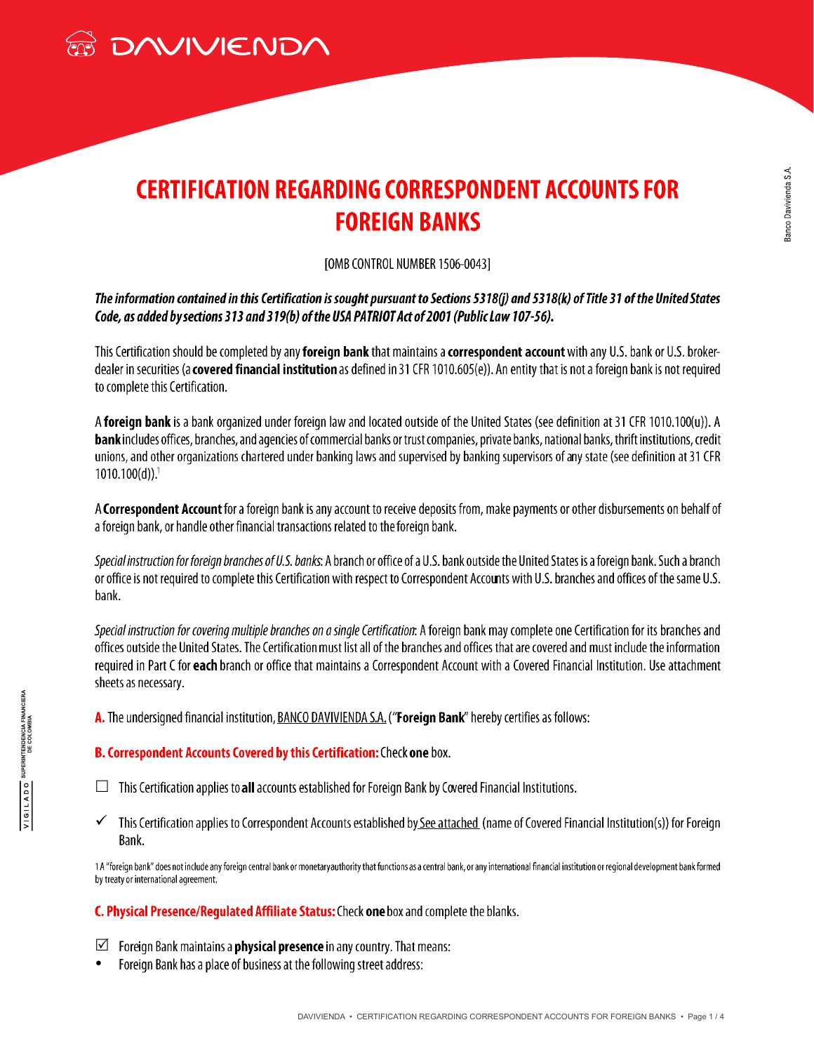# CERTIFICATION REGARDING CORRESPONDENT ACCOUNTS FOR FOREIGN BANKS

[OMB CONTROL NUMBER 1506-0043]

***The information contained in this Certification is sought pursuant to Sections 5318(j) and 5318(k) of Title 31 of the United States Code, as added by sections 313 and 319(b) of the USA PATRIOT Act of 2001 (Public Law 107-56).***

This Certification should be completed by any **foreign bank** that maintains a **correspondent account** with any U.S. bank or U.S. broker-dealer in securities (a **covered financial institution** as defined in 31 CFR 1010.605(e)). An entity that is not a foreign bank is not required to complete this Certification.

A **foreign bank** is a bank organized under foreign law and located outside of the United States (see definition at 31 CFR 1010.100(u)). A **bank** includes offices, branches, and agencies of commercial banks or trust companies, private banks, national banks, thrift institutions, credit unions, and other organizations chartered under banking laws and supervised by banking supervisors of any state (see definition at 31 CFR 1010.100(d)).[1]

A **Correspondent Account** for a foreign bank is any account to receive deposits from, make payments or other disbursements on behalf of a foreign bank, or handle other financial transactions related to the foreign bank.

*Special instruction for foreign branches of U.S. banks*: A branch or office of a U.S. bank outside the United States is a foreign bank. Such a branch or office is not required to complete this Certification with respect to Correspondent Accounts with U.S. branches and offices of the same U.S. bank.

*Special instruction for covering multiple branches on a single Certification*: A foreign bank may complete one Certification for its branches and offices outside the United States. The Certification must list all of the branches and offices that are covered and must include the information required in Part C for **each** branch or office that maintains a Correspondent Account with a Covered Financial Institution. Use attachment sheets as necessary.

**A.** The undersigned financial institution, BANCO DAVIVIENDA S.A. ("**Foreign Bank**" hereby certifies as follows:

**B. Correspondent Accounts Covered by this Certification:** Check **one** box.

☐ This Certification applies to **all** accounts established for Foreign Bank by Covered Financial Institutions.

✓ This Certification applies to Correspondent Accounts established by See attached (name of Covered Financial Institution(s)) for Foreign Bank.

1 A "foreign bank" does not include any foreign central bank or monetary authority that functions as a central bank, or any international financial institution or regional development bank formed by treaty or international agreement.

**C. Physical Presence/Regulated Affiliate Status:** Check **one** box and complete the blanks.

☑ Foreign Bank maintains a **physical presence** in any country. That means:

- Foreign Bank has a place of business at the following street address: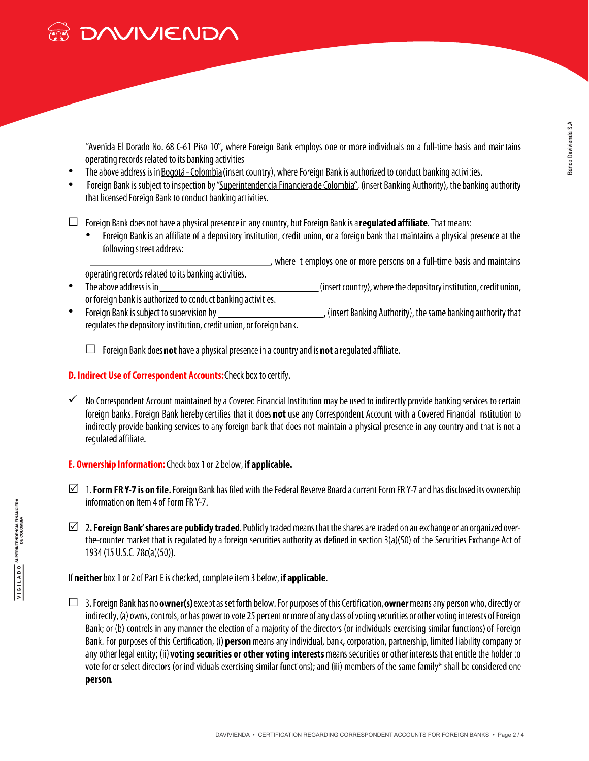"Avenida El Dorado No. 68 C-61 Piso 10", where Foreign Bank employs one or more individuals on a full-time basis and maintains operating records related to its banking activities

- The above address is in Bogotá - Colombia (insert country), where Foreign Bank is authorized to conduct banking activities.
- Foreign Bank is subject to inspection by "Superintendencia Financiera de Colombia", (insert Banking Authority), the banking authority that licensed Foreign Bank to conduct banking activities.

☐ Foreign Bank does not have a physical presence in any country, but Foreign Bank is a **regulated affiliate**. That means:

- Foreign Bank is an affiliate of a depository institution, credit union, or a foreign bank that maintains a physical presence at the following street address: ______________________________, where it employs one or more persons on a full-time basis and maintains operating records related to its banking activities.
- The above address is in ______________________________ (insert country), where the depository institution, credit union, or foreign bank is authorized to conduct banking activities.
- Foreign Bank is subject to supervision by ______________________, (insert Banking Authority), the same banking authority that regulates the depository institution, credit union, or foreign bank.

☐ Foreign Bank does **not** have a physical presence in a country and is **not** a regulated affiliate.

**D. Indirect Use of Correspondent Accounts:** Check box to certify.

✓ No Correspondent Account maintained by a Covered Financial Institution may be used to indirectly provide banking services to certain foreign banks. Foreign Bank hereby certifies that it does **not** use any Correspondent Account with a Covered Financial Institution to indirectly provide banking services to any foreign bank that does not maintain a physical presence in any country and that is not a regulated affiliate.

**E. Ownership Information:** Check box 1 or 2 below, **if applicable.**

☑ 1. **Form FR Y-7 is on file.** Foreign Bank has filed with the Federal Reserve Board a current Form FR Y-7 and has disclosed its ownership information on Item 4 of Form FR Y-7.

☑ 2. **Foreign Bank' shares are publicly traded.** Publicly traded means that the shares are traded on an exchange or an organized over-the-counter market that is regulated by a foreign securities authority as defined in section 3(a)(50) of the Securities Exchange Act of 1934 (15 U.S.C. 78c(a)(50)).

If **neither** box 1 or 2 of Part E is checked, complete item 3 below, **if applicable**.

☐ 3. Foreign Bank has no **owner(s)** except as set forth below. For purposes of this Certification, **owner** means any person who, directly or indirectly, (a) owns, controls, or has power to vote 25 percent or more of any class of voting securities or other voting interests of Foreign Bank; or (b) controls in any manner the election of a majority of the directors (or individuals exercising similar functions) of Foreign Bank. For purposes of this Certification, (i) **person** means any individual, bank, corporation, partnership, limited liability company or any other legal entity; (ii) **voting securities or other voting interests** means securities or other interests that entitle the holder to vote for or select directors (or individuals exercising similar functions); and (iii) members of the same family* shall be considered one **person**.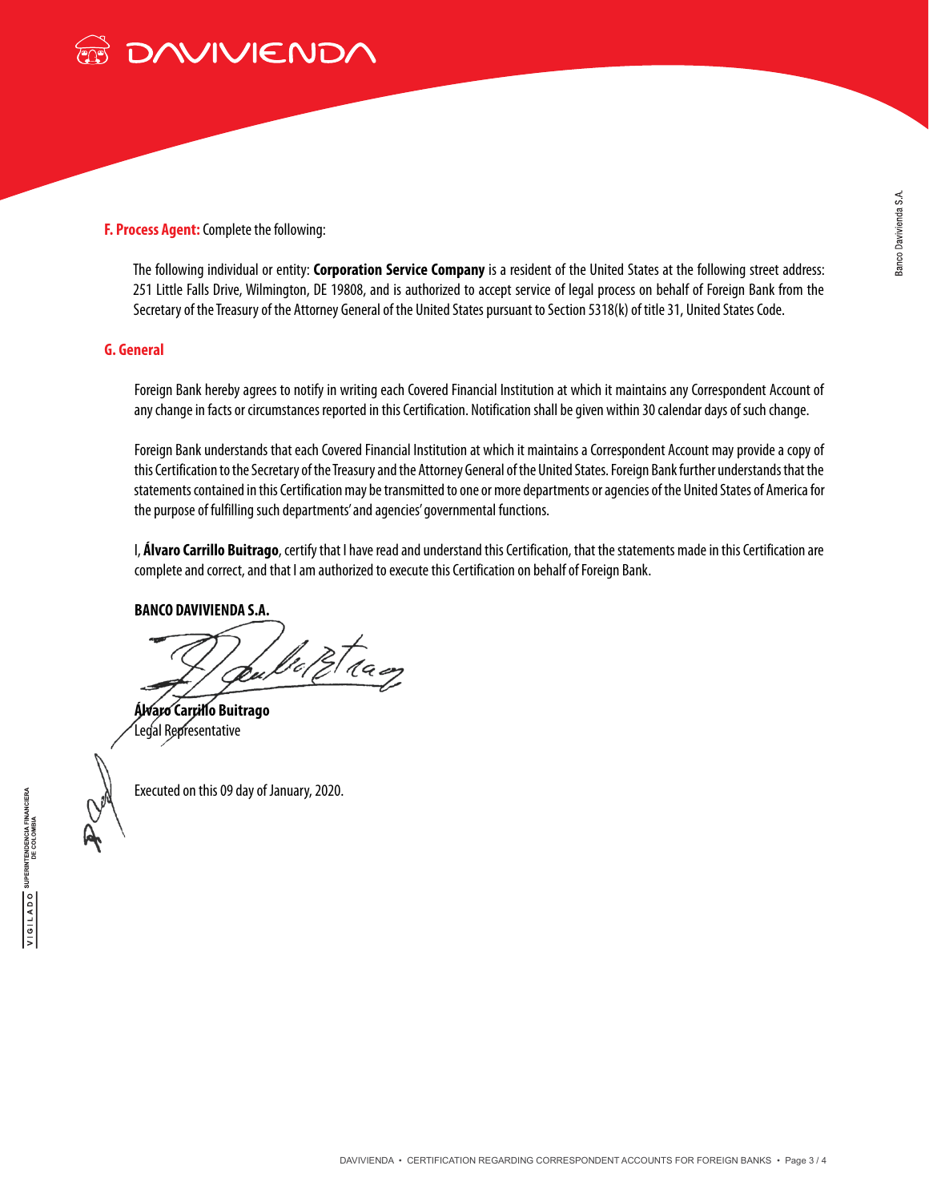**F. Process Agent:** Complete the following:

The following individual or entity: **Corporation Service Company** is a resident of the United States at the following street address: 251 Little Falls Drive, Wilmington, DE 19808, and is authorized to accept service of legal process on behalf of Foreign Bank from the Secretary of the Treasury of the Attorney General of the United States pursuant to Section 5318(k) of title 31, United States Code.

**G. General**

Foreign Bank hereby agrees to notify in writing each Covered Financial Institution at which it maintains any Correspondent Account of any change in facts or circumstances reported in this Certification. Notification shall be given within 30 calendar days of such change.

Foreign Bank understands that each Covered Financial Institution at which it maintains a Correspondent Account may provide a copy of this Certification to the Secretary of the Treasury and the Attorney General of the United States. Foreign Bank further understands that the statements contained in this Certification may be transmitted to one or more departments or agencies of the United States of America for the purpose of fulfilling such departments' and agencies' governmental functions.

I, **Álvaro Carrillo Buitrago**, certify that I have read and understand this Certification, that the statements made in this Certification are complete and correct, and that I am authorized to execute this Certification on behalf of Foreign Bank.

**BANCO DAVIVIENDA S.A.**

**Álvaro Carrillo Buitrago**
Legal Representative

Executed on this 09 day of January, 2020.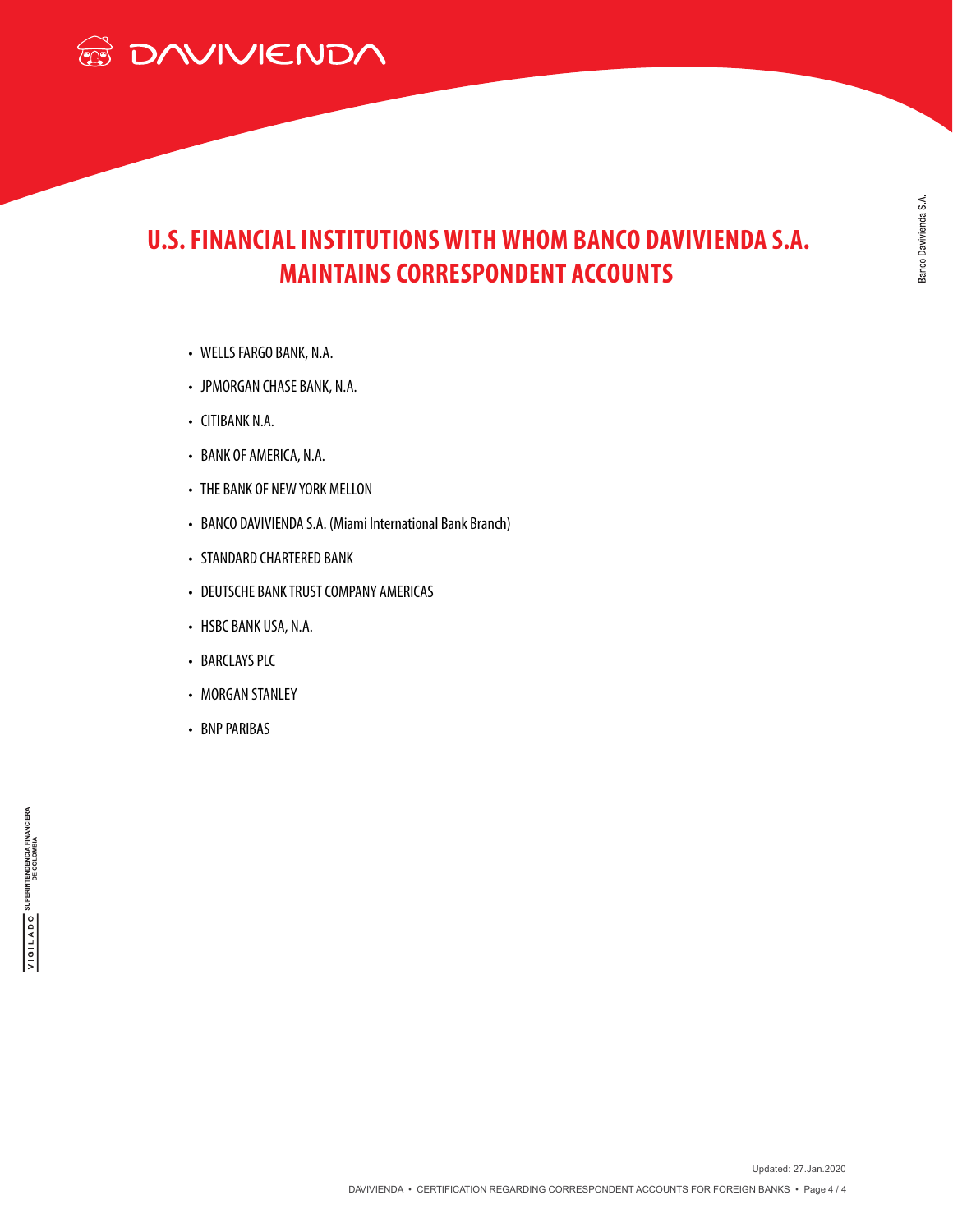# U.S. FINANCIAL INSTITUTIONS WITH WHOM BANCO DAVIVIENDA S.A. MAINTAINS CORRESPONDENT ACCOUNTS

- WELLS FARGO BANK, N.A.
- JPMORGAN CHASE BANK, N.A.
- CITIBANK N.A.
- BANK OF AMERICA, N.A.
- THE BANK OF NEW YORK MELLON
- BANCO DAVIVIENDA S.A. (Miami International Bank Branch)
- STANDARD CHARTERED BANK
- DEUTSCHE BANK TRUST COMPANY AMERICAS
- HSBC BANK USA, N.A.
- BARCLAYS PLC
- MORGAN STANLEY
- BNP PARIBAS

Updated: 27.Jan.2020